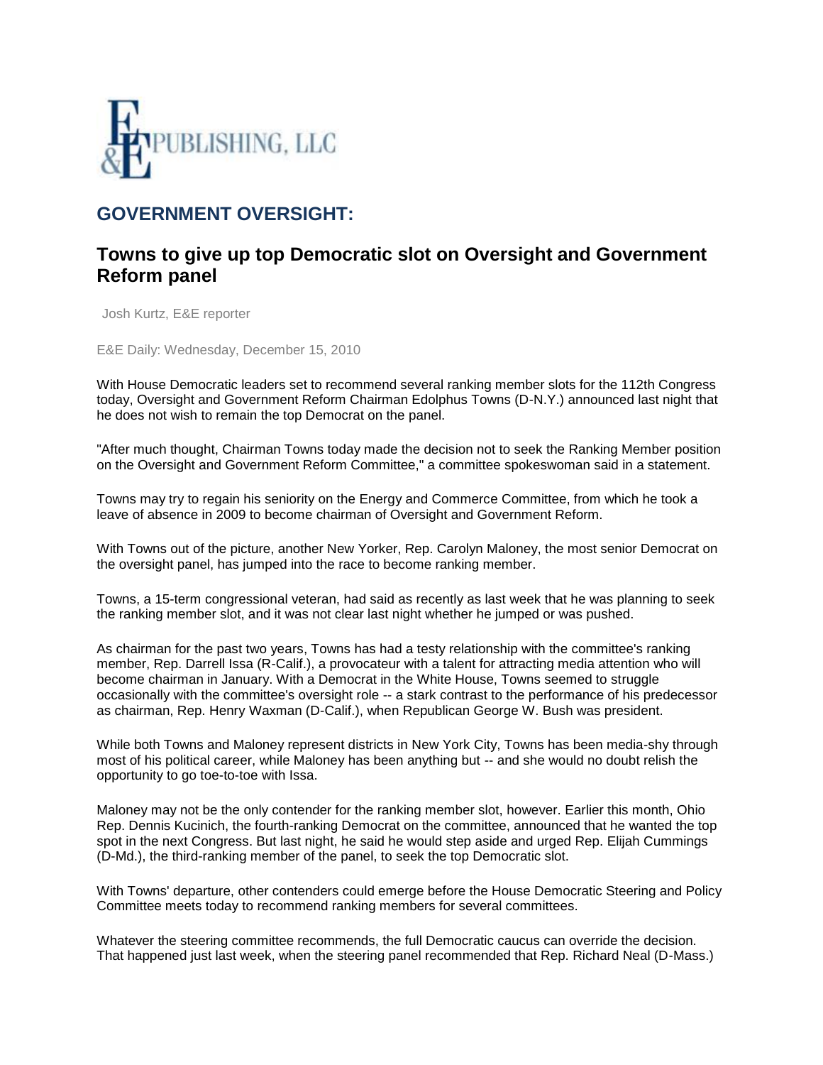E&E PUBLISHING, LLC

## GOVERNMENT OVERSIGHT:

### Towns to give up top Democratic slot on Oversight and Government Reform panel

Josh Kurtz, E&E reporter

E&E Daily: Wednesday, December 15, 2010

With House Democratic leaders set to recommend several ranking member slots for the 112th Congress today, Oversight and Government Reform Chairman Edolphus Towns (D-N.Y.) announced last night that he does not wish to remain the top Democrat on the panel.

"After much thought, Chairman Towns today made the decision not to seek the Ranking Member position on the Oversight and Government Reform Committee," a committee spokeswoman said in a statement.

Towns may try to regain his seniority on the Energy and Commerce Committee, from which he took a leave of absence in 2009 to become chairman of Oversight and Government Reform.

With Towns out of the picture, another New Yorker, Rep. Carolyn Maloney, the most senior Democrat on the oversight panel, has jumped into the race to become ranking member.

Towns, a 15-term congressional veteran, had said as recently as last week that he was planning to seek the ranking member slot, and it was not clear last night whether he jumped or was pushed.

As chairman for the past two years, Towns has had a testy relationship with the committee's ranking member, Rep. Darrell Issa (R-Calif.), a provocateur with a talent for attracting media attention who will become chairman in January. With a Democrat in the White House, Towns seemed to struggle occasionally with the committee's oversight role -- a stark contrast to the performance of his predecessor as chairman, Rep. Henry Waxman (D-Calif.), when Republican George W. Bush was president.

While both Towns and Maloney represent districts in New York City, Towns has been media-shy through most of his political career, while Maloney has been anything but -- and she would no doubt relish the opportunity to go toe-to-toe with Issa.

Maloney may not be the only contender for the ranking member slot, however. Earlier this month, Ohio Rep. Dennis Kucinich, the fourth-ranking Democrat on the committee, announced that he wanted the top spot in the next Congress. But last night, he said he would step aside and urged Rep. Elijah Cummings (D-Md.), the third-ranking member of the panel, to seek the top Democratic slot.

With Towns' departure, other contenders could emerge before the House Democratic Steering and Policy Committee meets today to recommend ranking members for several committees.

Whatever the steering committee recommends, the full Democratic caucus can override the decision. That happened just last week, when the steering panel recommended that Rep. Richard Neal (D-Mass.)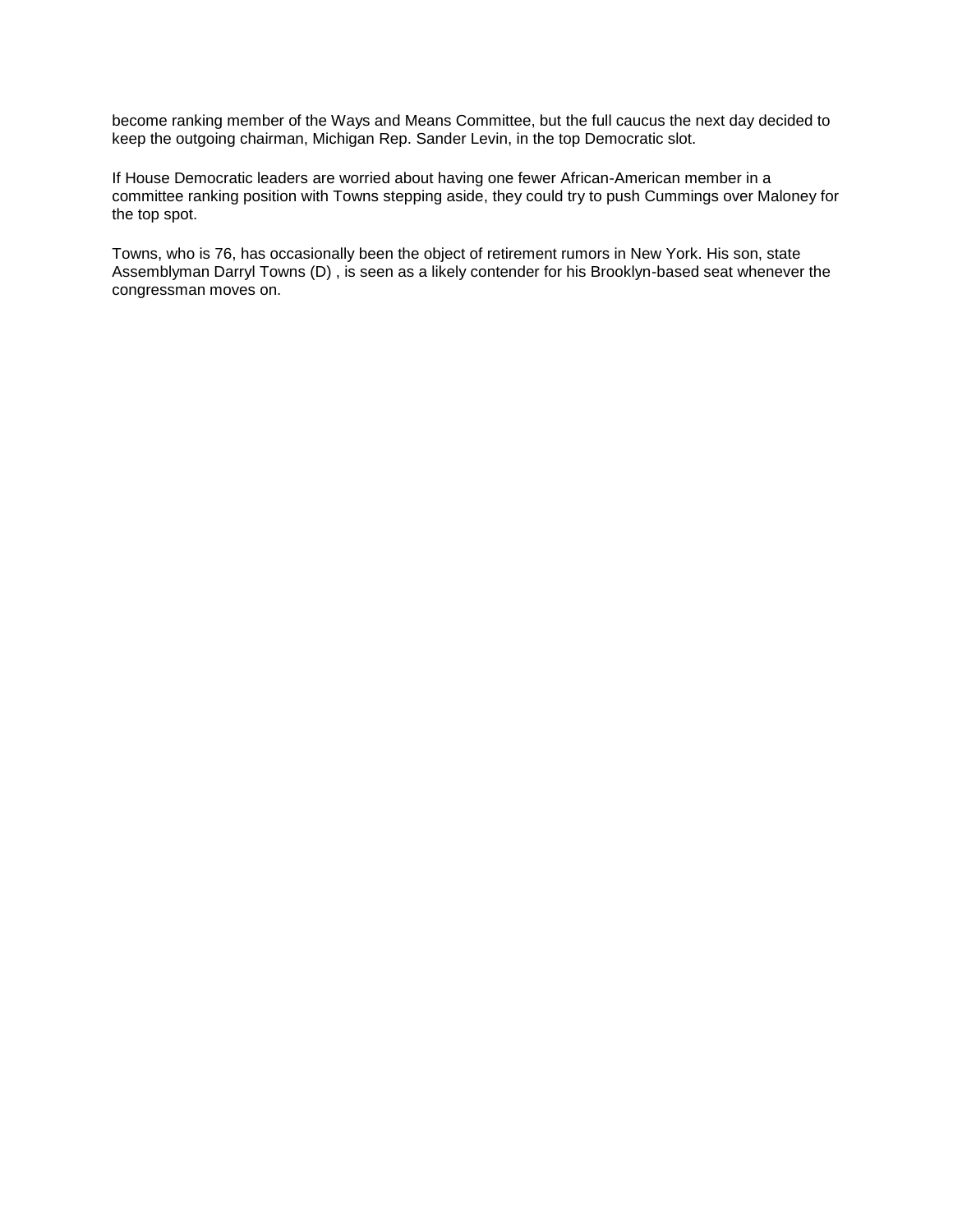become ranking member of the Ways and Means Committee, but the full caucus the next day decided to keep the outgoing chairman, Michigan Rep. Sander Levin, in the top Democratic slot.

If House Democratic leaders are worried about having one fewer African-American member in a committee ranking position with Towns stepping aside, they could try to push Cummings over Maloney for the top spot.

Towns, who is 76, has occasionally been the object of retirement rumors in New York. His son, state Assemblyman Darryl Towns (D) , is seen as a likely contender for his Brooklyn-based seat whenever the congressman moves on.